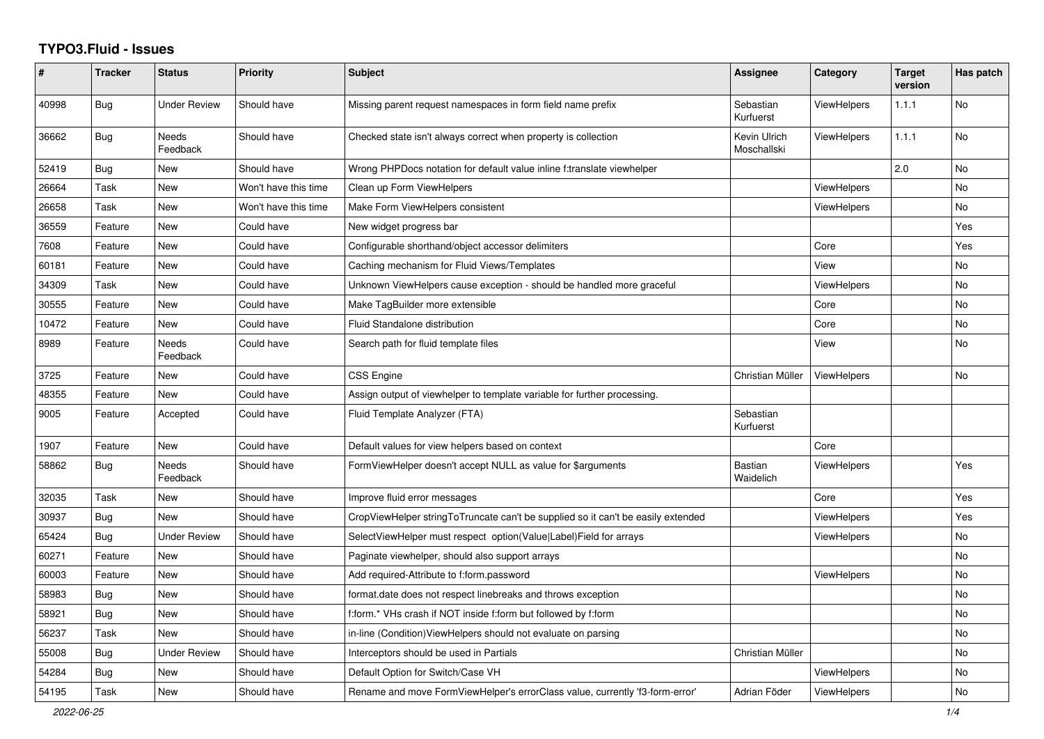# TYPO3.Fluid - Issues

| # | Tracker | Status | Priority | Subject | Assignee | Category | Target version | Has patch |
|---|---|---|---|---|---|---|---|---|
| 40998 | Bug | Under Review | Should have | Missing parent request namespaces in form field name prefix | Sebastian Kurfuerst | ViewHelpers | 1.1.1 | No |
| 36662 | Bug | Needs Feedback | Should have | Checked state isn't always correct when property is collection | Kevin Ulrich Moschallski | ViewHelpers | 1.1.1 | No |
| 52419 | Bug | New | Should have | Wrong PHPDocs notation for default value inline f:translate viewhelper | | | 2.0 | No |
| 26664 | Task | New | Won't have this time | Clean up Form ViewHelpers | | ViewHelpers | | No |
| 26658 | Task | New | Won't have this time | Make Form ViewHelpers consistent | | ViewHelpers | | No |
| 36559 | Feature | New | Could have | New widget progress bar | | | | Yes |
| 7608 | Feature | New | Could have | Configurable shorthand/object accessor delimiters | | Core | | Yes |
| 60181 | Feature | New | Could have | Caching mechanism for Fluid Views/Templates | | View | | No |
| 34309 | Task | New | Could have | Unknown ViewHelpers cause exception - should be handled more graceful | | ViewHelpers | | No |
| 30555 | Feature | New | Could have | Make TagBuilder more extensible | | Core | | No |
| 10472 | Feature | New | Could have | Fluid Standalone distribution | | Core | | No |
| 8989 | Feature | Needs Feedback | Could have | Search path for fluid template files | | View | | No |
| 3725 | Feature | New | Could have | CSS Engine | Christian Müller | ViewHelpers | | No |
| 48355 | Feature | New | Could have | Assign output of viewhelper to template variable for further processing. | | | | |
| 9005 | Feature | Accepted | Could have | Fluid Template Analyzer (FTA) | Sebastian Kurfuerst | | | |
| 1907 | Feature | New | Could have | Default values for view helpers based on context | | Core | | |
| 58862 | Bug | Needs Feedback | Should have | FormViewHelper doesn't accept NULL as value for $arguments | Bastian Waidelich | ViewHelpers | | Yes |
| 32035 | Task | New | Should have | Improve fluid error messages | | Core | | Yes |
| 30937 | Bug | New | Should have | CropViewHelper stringToTruncate can't be supplied so it can't be easily extended | | ViewHelpers | | Yes |
| 65424 | Bug | Under Review | Should have | SelectViewHelper must respect option(Value\|Label)Field for arrays | | ViewHelpers | | No |
| 60271 | Feature | New | Should have | Paginate viewhelper, should also support arrays | | | | No |
| 60003 | Feature | New | Should have | Add required-Attribute to f:form.password | | ViewHelpers | | No |
| 58983 | Bug | New | Should have | format.date does not respect linebreaks and throws exception | | | | No |
| 58921 | Bug | New | Should have | f:form.* VHs crash if NOT inside f:form but followed by f:form | | | | No |
| 56237 | Task | New | Should have | in-line (Condition)ViewHelpers should not evaluate on parsing | | | | No |
| 55008 | Bug | Under Review | Should have | Interceptors should be used in Partials | Christian Müller | | | No |
| 54284 | Bug | New | Should have | Default Option for Switch/Case VH | | ViewHelpers | | No |
| 54195 | Task | New | Should have | Rename and move FormViewHelper's errorClass value, currently 'f3-form-error' | Adrian Föder | ViewHelpers | | No |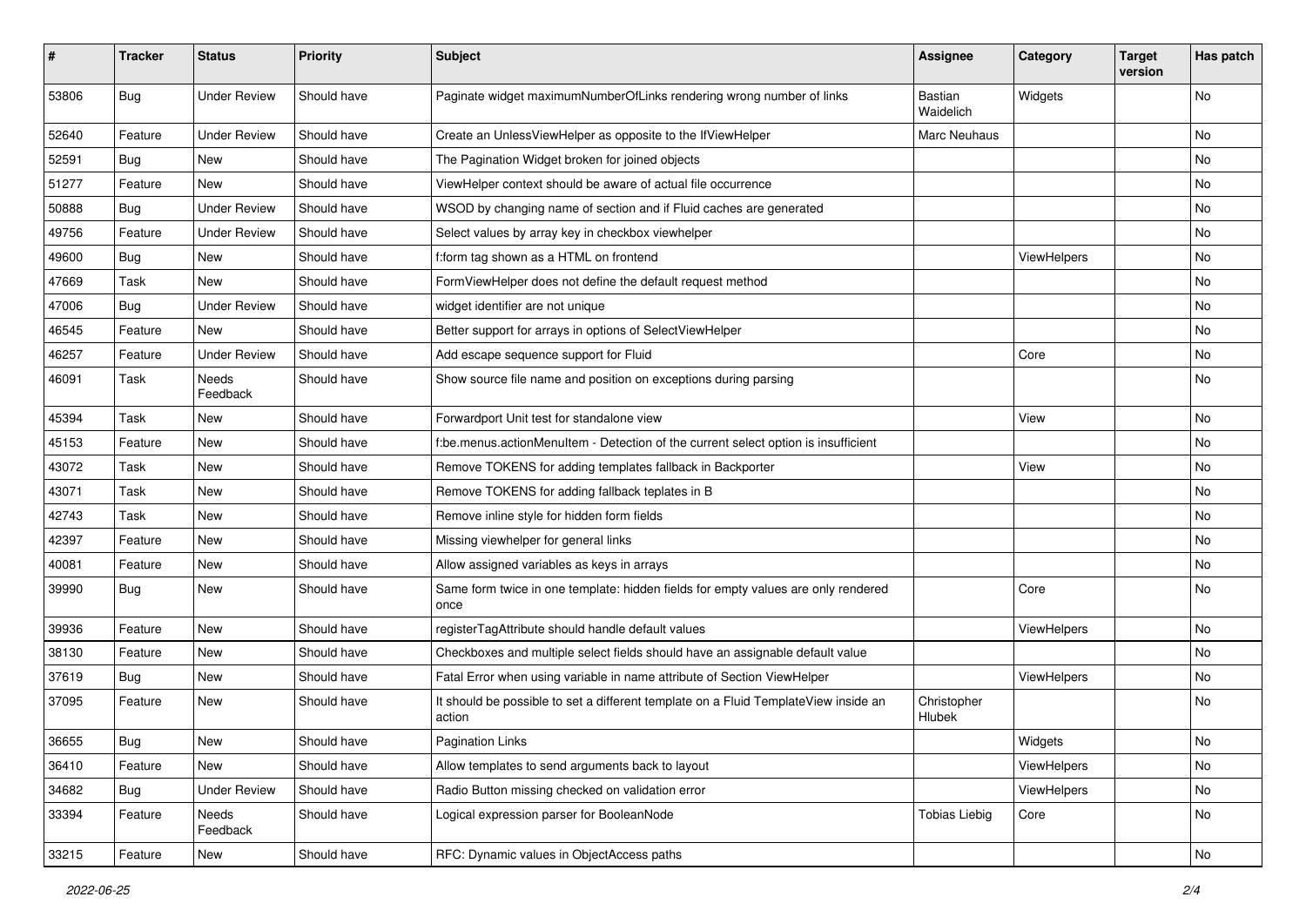| # | Tracker | Status | Priority | Subject | Assignee | Category | Target version | Has patch |
|---|---|---|---|---|---|---|---|---|
| 53806 | Bug | Under Review | Should have | Paginate widget maximumNumberOfLinks rendering wrong number of links | Bastian Waidelich | Widgets | | No |
| 52640 | Feature | Under Review | Should have | Create an UnlessViewHelper as opposite to the IfViewHelper | Marc Neuhaus | | | No |
| 52591 | Bug | New | Should have | The Pagination Widget broken for joined objects | | | | No |
| 51277 | Feature | New | Should have | ViewHelper context should be aware of actual file occurrence | | | | No |
| 50888 | Bug | Under Review | Should have | WSOD by changing name of section and if Fluid caches are generated | | | | No |
| 49756 | Feature | Under Review | Should have | Select values by array key in checkbox viewhelper | | | | No |
| 49600 | Bug | New | Should have | f:form tag shown as a HTML on frontend | | ViewHelpers | | No |
| 47669 | Task | New | Should have | FormViewHelper does not define the default request method | | | | No |
| 47006 | Bug | Under Review | Should have | widget identifier are not unique | | | | No |
| 46545 | Feature | New | Should have | Better support for arrays in options of SelectViewHelper | | | | No |
| 46257 | Feature | Under Review | Should have | Add escape sequence support for Fluid | | Core | | No |
| 46091 | Task | Needs Feedback | Should have | Show source file name and position on exceptions during parsing | | | | No |
| 45394 | Task | New | Should have | Forwardport Unit test for standalone view | | View | | No |
| 45153 | Feature | New | Should have | f:be.menus.actionMenuItem - Detection of the current select option is insufficient | | | | No |
| 43072 | Task | New | Should have | Remove TOKENS for adding templates fallback in Backporter | | View | | No |
| 43071 | Task | New | Should have | Remove TOKENS for adding fallback teplates in B | | | | No |
| 42743 | Task | New | Should have | Remove inline style for hidden form fields | | | | No |
| 42397 | Feature | New | Should have | Missing viewhelper for general links | | | | No |
| 40081 | Feature | New | Should have | Allow assigned variables as keys in arrays | | | | No |
| 39990 | Bug | New | Should have | Same form twice in one template: hidden fields for empty values are only rendered once | | Core | | No |
| 39936 | Feature | New | Should have | registerTagAttribute should handle default values | | ViewHelpers | | No |
| 38130 | Feature | New | Should have | Checkboxes and multiple select fields should have an assignable default value | | | | No |
| 37619 | Bug | New | Should have | Fatal Error when using variable in name attribute of Section ViewHelper | | ViewHelpers | | No |
| 37095 | Feature | New | Should have | It should be possible to set a different template on a Fluid TemplateView inside an action | Christopher Hlubek | | | No |
| 36655 | Bug | New | Should have | Pagination Links | | Widgets | | No |
| 36410 | Feature | New | Should have | Allow templates to send arguments back to layout | | ViewHelpers | | No |
| 34682 | Bug | Under Review | Should have | Radio Button missing checked on validation error | | ViewHelpers | | No |
| 33394 | Feature | Needs Feedback | Should have | Logical expression parser for BooleanNode | Tobias Liebig | Core | | No |
| 33215 | Feature | New | Should have | RFC: Dynamic values in ObjectAccess paths | | | | No |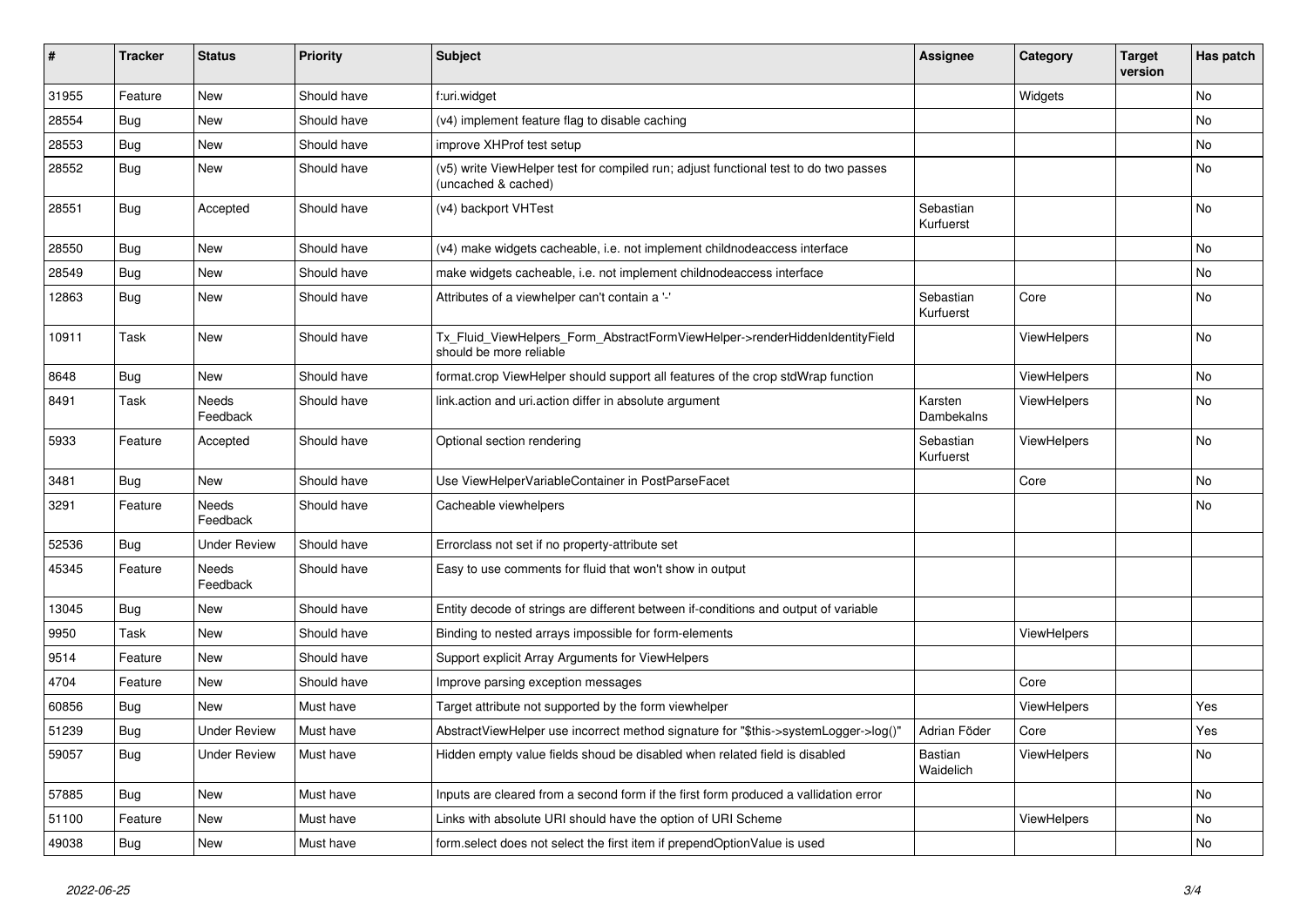| # | Tracker | Status | Priority | Subject | Assignee | Category | Target version | Has patch |
|---|---|---|---|---|---|---|---|---|
| 31955 | Feature | New | Should have | f:uri.widget | | Widgets | | No |
| 28554 | Bug | New | Should have | (v4) implement feature flag to disable caching | | | | No |
| 28553 | Bug | New | Should have | improve XHProf test setup | | | | No |
| 28552 | Bug | New | Should have | (v5) write ViewHelper test for compiled run; adjust functional test to do two passes (uncached & cached) | | | | No |
| 28551 | Bug | Accepted | Should have | (v4) backport VHTest | Sebastian Kurfuerst | | | No |
| 28550 | Bug | New | Should have | (v4) make widgets cacheable, i.e. not implement childnodeaccess interface | | | | No |
| 28549 | Bug | New | Should have | make widgets cacheable, i.e. not implement childnodeaccess interface | | | | No |
| 12863 | Bug | New | Should have | Attributes of a viewhelper can't contain a '-' | Sebastian Kurfuerst | Core | | No |
| 10911 | Task | New | Should have | Tx_Fluid_ViewHelpers_Form_AbstractFormViewHelper->renderHiddenIdentityField should be more reliable | | ViewHelpers | | No |
| 8648 | Bug | New | Should have | format.crop ViewHelper should support all features of the crop stdWrap function | | ViewHelpers | | No |
| 8491 | Task | Needs Feedback | Should have | link.action and uri.action differ in absolute argument | Karsten Dambekalns | ViewHelpers | | No |
| 5933 | Feature | Accepted | Should have | Optional section rendering | Sebastian Kurfuerst | ViewHelpers | | No |
| 3481 | Bug | New | Should have | Use ViewHelperVariableContainer in PostParseFacet | | Core | | No |
| 3291 | Feature | Needs Feedback | Should have | Cacheable viewhelpers | | | | No |
| 52536 | Bug | Under Review | Should have | Errorclass not set if no property-attribute set | | | | |
| 45345 | Feature | Needs Feedback | Should have | Easy to use comments for fluid that won't show in output | | | | |
| 13045 | Bug | New | Should have | Entity decode of strings are different between if-conditions and output of variable | | | | |
| 9950 | Task | New | Should have | Binding to nested arrays impossible for form-elements | | ViewHelpers | | |
| 9514 | Feature | New | Should have | Support explicit Array Arguments for ViewHelpers | | | | |
| 4704 | Feature | New | Should have | Improve parsing exception messages | | Core | | |
| 60856 | Bug | New | Must have | Target attribute not supported by the form viewhelper | | ViewHelpers | | Yes |
| 51239 | Bug | Under Review | Must have | AbstractViewHelper use incorrect method signature for "$this->systemLogger->log()" | Adrian Föder | Core | | Yes |
| 59057 | Bug | Under Review | Must have | Hidden empty value fields shoud be disabled when related field is disabled | Bastian Waidelich | ViewHelpers | | No |
| 57885 | Bug | New | Must have | Inputs are cleared from a second form if the first form produced a vallidation error | | | | No |
| 51100 | Feature | New | Must have | Links with absolute URI should have the option of URI Scheme | | ViewHelpers | | No |
| 49038 | Bug | New | Must have | form.select does not select the first item if prependOptionValue is used | | | | No |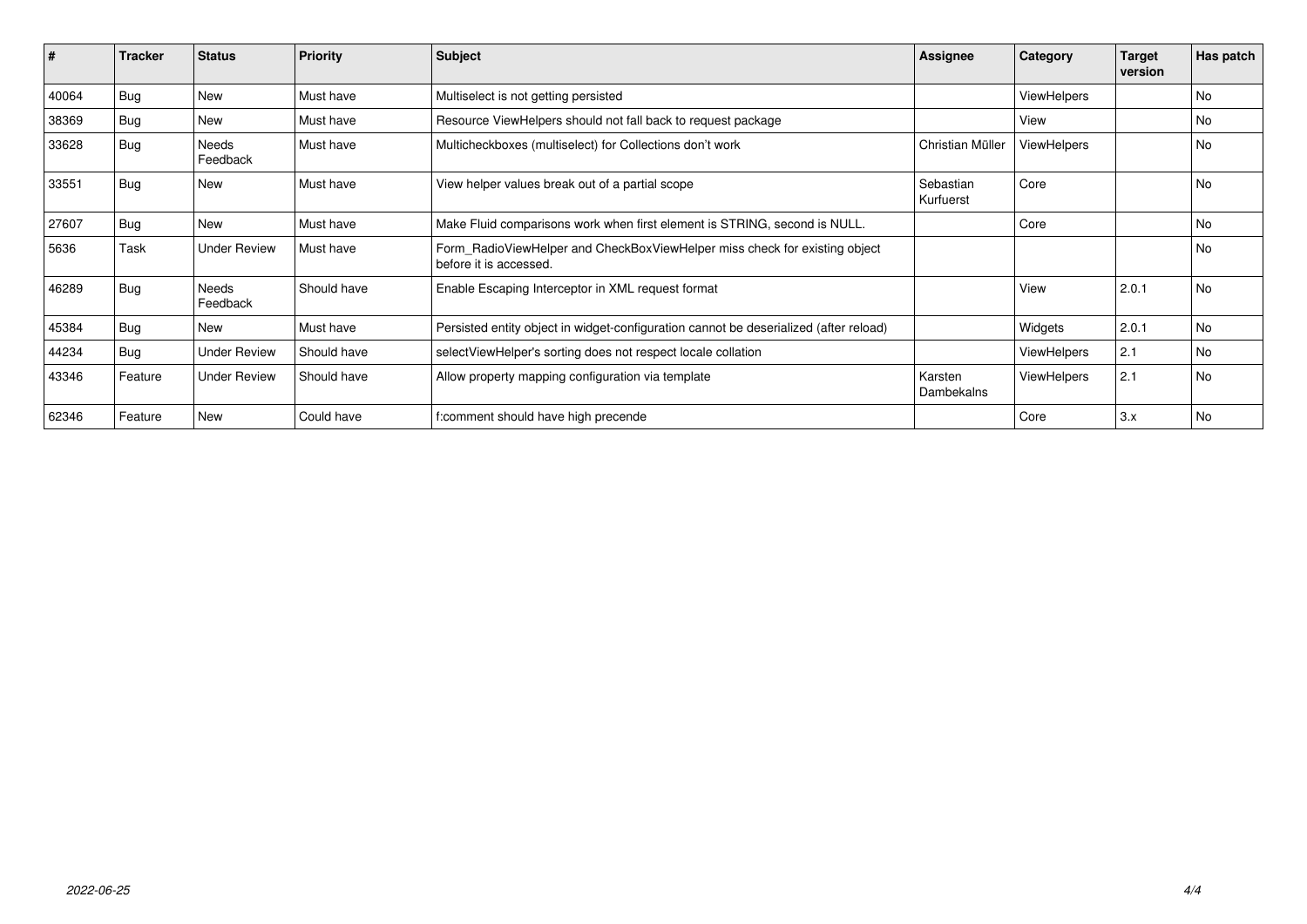| # | Tracker | Status | Priority | Subject | Assignee | Category | Target version | Has patch |
|---|---|---|---|---|---|---|---|---|
| 40064 | Bug | New | Must have | Multiselect is not getting persisted | | ViewHelpers | | No |
| 38369 | Bug | New | Must have | Resource ViewHelpers should not fall back to request package | | View | | No |
| 33628 | Bug | Needs Feedback | Must have | Multicheckboxes (multiselect) for Collections don't work | Christian Müller | ViewHelpers | | No |
| 33551 | Bug | New | Must have | View helper values break out of a partial scope | Sebastian Kurfuerst | Core | | No |
| 27607 | Bug | New | Must have | Make Fluid comparisons work when first element is STRING, second is NULL. | | Core | | No |
| 5636 | Task | Under Review | Must have | Form_RadioViewHelper and CheckBoxViewHelper miss check for existing object before it is accessed. | | | | No |
| 46289 | Bug | Needs Feedback | Should have | Enable Escaping Interceptor in XML request format | | View | 2.0.1 | No |
| 45384 | Bug | New | Must have | Persisted entity object in widget-configuration cannot be deserialized (after reload) | | Widgets | 2.0.1 | No |
| 44234 | Bug | Under Review | Should have | selectViewHelper's sorting does not respect locale collation | | ViewHelpers | 2.1 | No |
| 43346 | Feature | Under Review | Should have | Allow property mapping configuration via template | Karsten Dambekalns | ViewHelpers | 2.1 | No |
| 62346 | Feature | New | Could have | f:comment should have high precende | | Core | 3.x | No |